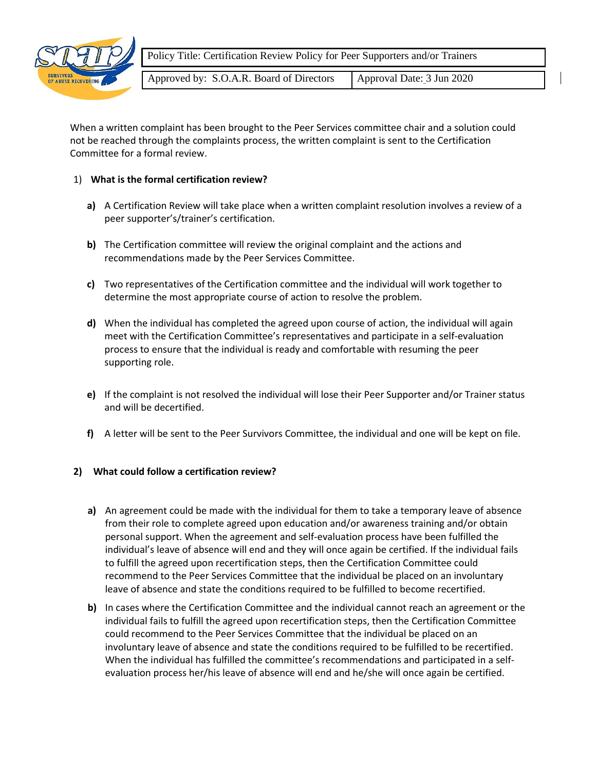| Policy Title: Certification Review Policy for Peer Supporters and/or Trainers | |
|---|---|
| Approved by: S.O.A.R. Board of Directors | Approval Date: 3 Jun 2020 |

When a written complaint has been brought to the Peer Services committee chair and a solution could not be reached through the complaints process, the written complaint is sent to the Certification Committee for a formal review.

1) **What is the formal certification review?**

   **a)** A Certification Review will take place when a written complaint resolution involves a review of a peer supporter's/trainer's certification.

   **b)** The Certification committee will review the original complaint and the actions and recommendations made by the Peer Services Committee.

   **c)** Two representatives of the Certification committee and the individual will work together to determine the most appropriate course of action to resolve the problem.

   **d)** When the individual has completed the agreed upon course of action, the individual will again meet with the Certification Committee's representatives and participate in a self-evaluation process to ensure that the individual is ready and comfortable with resuming the peer supporting role.

   **e)** If the complaint is not resolved the individual will lose their Peer Supporter and/or Trainer status and will be decertified.

   **f)** A letter will be sent to the Peer Survivors Committee, the individual and one will be kept on file.

**2) What could follow a certification review?**

   **a)** An agreement could be made with the individual for them to take a temporary leave of absence from their role to complete agreed upon education and/or awareness training and/or obtain personal support. When the agreement and self-evaluation process have been fulfilled the individual's leave of absence will end and they will once again be certified. If the individual fails to fulfill the agreed upon recertification steps, then the Certification Committee could recommend to the Peer Services Committee that the individual be placed on an involuntary leave of absence and state the conditions required to be fulfilled to become recertified.

   **b)** In cases where the Certification Committee and the individual cannot reach an agreement or the individual fails to fulfill the agreed upon recertification steps, then the Certification Committee could recommend to the Peer Services Committee that the individual be placed on an involuntary leave of absence and state the conditions required to be fulfilled to be recertified. When the individual has fulfilled the committee's recommendations and participated in a self-evaluation process her/his leave of absence will end and he/she will once again be certified.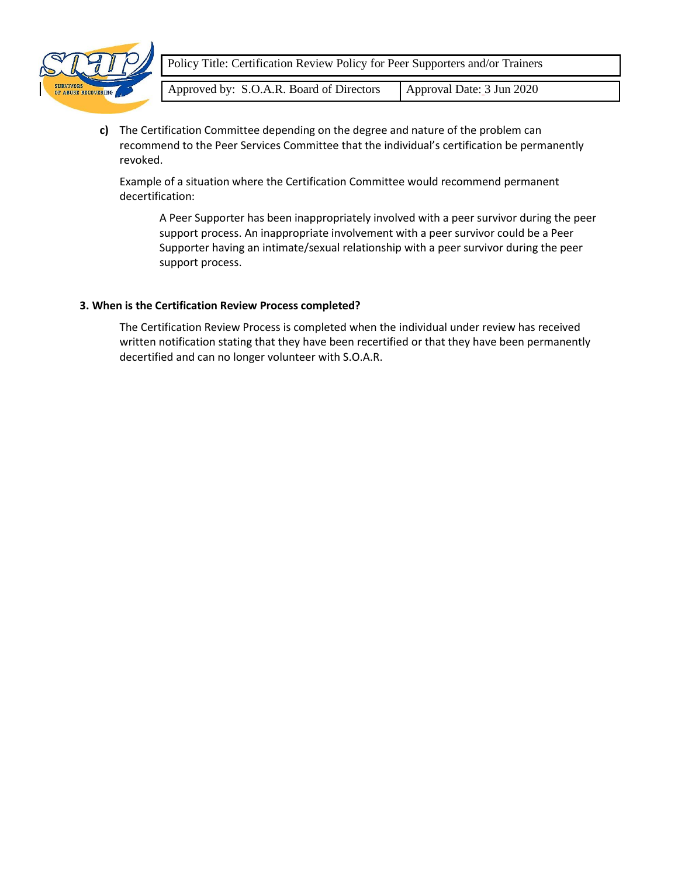c) The Certification Committee depending on the degree and nature of the problem can recommend to the Peer Services Committee that the individual's certification be permanently revoked.

Example of a situation where the Certification Committee would recommend permanent decertification:

> A Peer Supporter has been inappropriately involved with a peer survivor during the peer support process. An inappropriate involvement with a peer survivor could be a Peer Supporter having an intimate/sexual relationship with a peer survivor during the peer support process.

**3. When is the Certification Review Process completed?**

The Certification Review Process is completed when the individual under review has received written notification stating that they have been recertified or that they have been permanently decertified and can no longer volunteer with S.O.A.R.